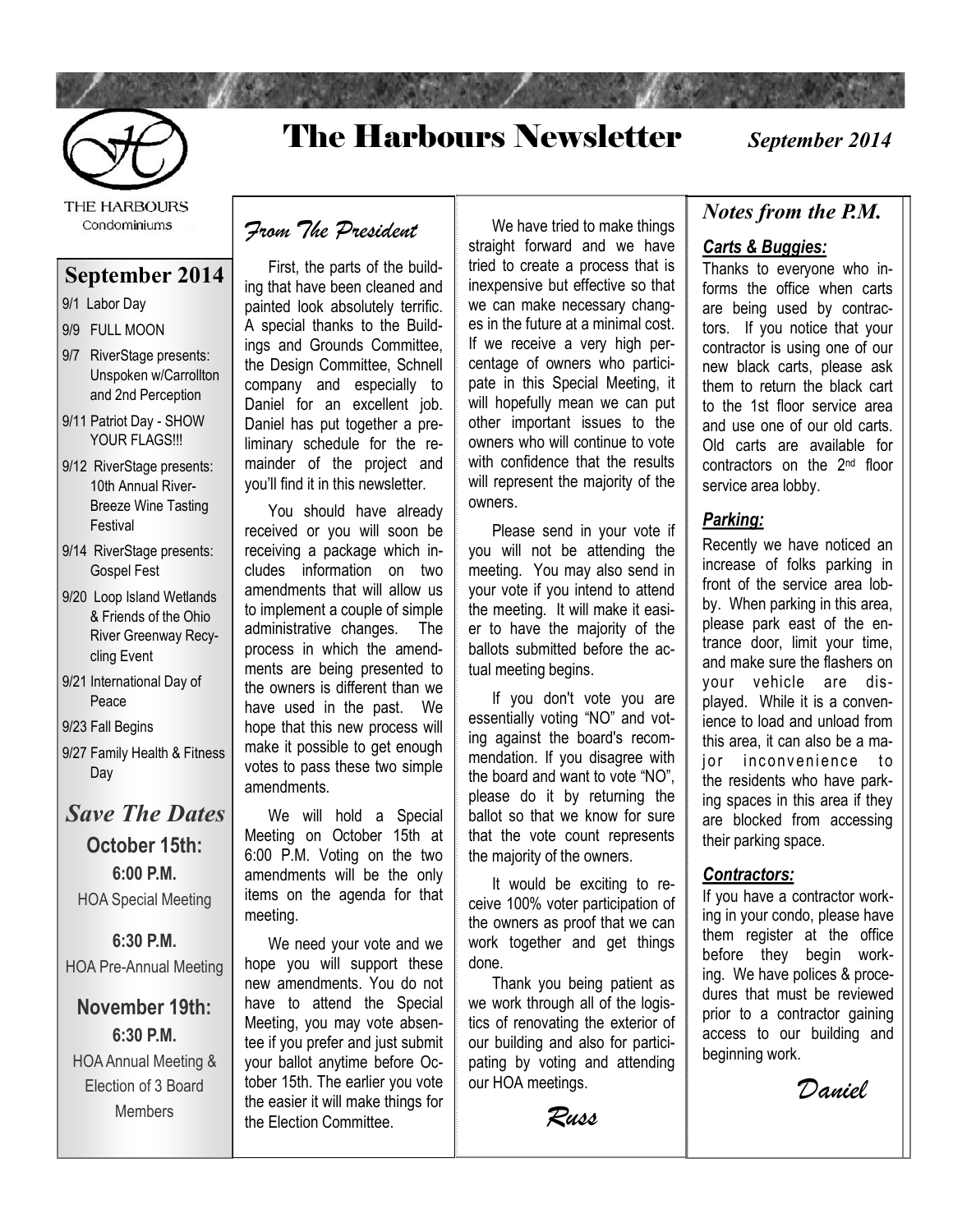# The Harbours Newsletter

*September 2014*

THE HARBOURS
Condominiums

## September 2014

- 9/1 Labor Day
- 9/9 FULL MOON
- 9/7 RiverStage presents: Unspoken w/Carrollton and 2nd Perception
- 9/11 Patriot Day - SHOW YOUR FLAGS!!!
- 9/12 RiverStage presents: 10th Annual River-Breeze Wine Tasting Festival
- 9/14 RiverStage presents: Gospel Fest
- 9/20 Loop Island Wetlands & Friends of the Ohio River Greenway Recycling Event
- 9/21 International Day of Peace
- 9/23 Fall Begins
- 9/27 Family Health & Fitness Day

### *Save The Dates*

**October 15th:**

**6:00 P.M.**
HOA Special Meeting

**6:30 P.M.**
HOA Pre-Annual Meeting

**November 19th:**

**6:30 P.M.**
HOA Annual Meeting & Election of 3 Board Members

## *From The President*

First, the parts of the building that have been cleaned and painted look absolutely terrific. A special thanks to the Buildings and Grounds Committee, the Design Committee, Schnell company and especially to Daniel for an excellent job. Daniel has put together a preliminary schedule for the remainder of the project and you'll find it in this newsletter.

You should have already received or you will soon be receiving a package which includes information on two amendments that will allow us to implement a couple of simple administrative changes. The process in which the amendments are being presented to the owners is different than we have used in the past. We hope that this new process will make it possible to get enough votes to pass these two simple amendments.

We will hold a Special Meeting on October 15th at 6:00 P.M. Voting on the two amendments will be the only items on the agenda for that meeting.

We need your vote and we hope you will support these new amendments. You do not have to attend the Special Meeting, you may vote absentee if you prefer and just submit your ballot anytime before October 15th. The earlier you vote the easier it will make things for the Election Committee.

We have tried to make things straight forward and we have tried to create a process that is inexpensive but effective so that we can make necessary changes in the future at a minimal cost. If we receive a very high percentage of owners who participate in this Special Meeting, it will hopefully mean we can put other important issues to the owners who will continue to vote with confidence that the results will represent the majority of the owners.

Please send in your vote if you will not be attending the meeting. You may also send in your vote if you intend to attend the meeting. It will make it easier to have the majority of the ballots submitted before the actual meeting begins.

If you don't vote you are essentially voting "NO" and voting against the board's recommendation. If you disagree with the board and want to vote "NO", please do it by returning the ballot so that we know for sure that the vote count represents the majority of the owners.

It would be exciting to receive 100% voter participation of the owners as proof that we can work together and get things done.

Thank you being patient as we work through all of the logistics of renovating the exterior of our building and also for participating by voting and attending our HOA meetings.

*Russ*

## *Notes from the P.M.*

***Carts & Buggies:***

Thanks to everyone who informs the office when carts are being used by contractors. If you notice that your contractor is using one of our new black carts, please ask them to return the black cart to the 1st floor service area and use one of our old carts. Old carts are available for contractors on the 2nd floor service area lobby.

***Parking:***

Recently we have noticed an increase of folks parking in front of the service area lobby. When parking in this area, please park east of the entrance door, limit your time, and make sure the flashers on your vehicle are displayed. While it is a convenience to load and unload from this area, it can also be a major inconvenience to the residents who have parking spaces in this area if they are blocked from accessing their parking space.

***Contractors:***

If you have a contractor working in your condo, please have them register at the office before they begin working. We have polices & procedures that must be reviewed prior to a contractor gaining access to our building and beginning work.

*Daniel*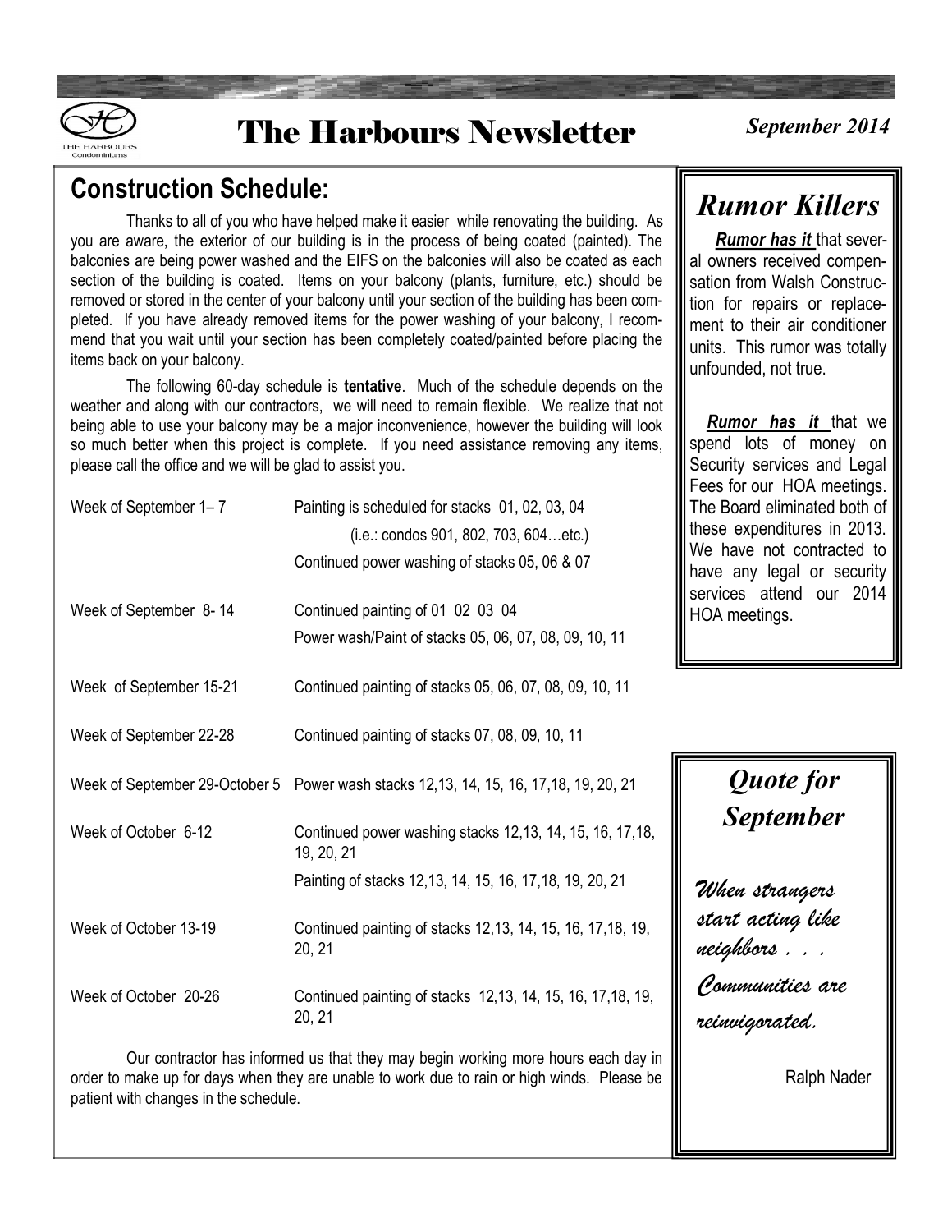# The Harbours Newsletter

*September 2014*

## Construction Schedule:

Thanks to all of you who have helped make it easier while renovating the building. As you are aware, the exterior of our building is in the process of being coated (painted). The balconies are being power washed and the EIFS on the balconies will also be coated as each section of the building is coated. Items on your balcony (plants, furniture, etc.) should be removed or stored in the center of your balcony until your section of the building has been completed. If you have already removed items for the power washing of your balcony, I recommend that you wait until your section has been completely coated/painted before placing the items back on your balcony.

The following 60-day schedule is **tentative**. Much of the schedule depends on the weather and along with our contractors, we will need to remain flexible. We realize that not being able to use your balcony may be a major inconvenience, however the building will look so much better when this project is complete. If you need assistance removing any items, please call the office and we will be glad to assist you.

| Week | Work |
|---|---|
| Week of September 1– 7 | Painting is scheduled for stacks 01, 02, 03, 04 (i.e.: condos 901, 802, 703, 604…etc.)<br>Continued power washing of stacks 05, 06 & 07 |
| Week of September 8- 14 | Continued painting of 01 02 03 04<br>Power wash/Paint of stacks 05, 06, 07, 08, 09, 10, 11 |
| Week of September 15-21 | Continued painting of stacks 05, 06, 07, 08, 09, 10, 11 |
| Week of September 22-28 | Continued painting of stacks 07, 08, 09, 10, 11 |
| Week of September 29-October 5 | Power wash stacks 12,13, 14, 15, 16, 17,18, 19, 20, 21 |
| Week of October 6-12 | Continued power washing stacks 12,13, 14, 15, 16, 17,18, 19, 20, 21<br>Painting of stacks 12,13, 14, 15, 16, 17,18, 19, 20, 21 |
| Week of October 13-19 | Continued painting of stacks 12,13, 14, 15, 16, 17,18, 19, 20, 21 |
| Week of October 20-26 | Continued painting of stacks 12,13, 14, 15, 16, 17,18, 19, 20, 21 |

Our contractor has informed us that they may begin working more hours each day in order to make up for days when they are unable to work due to rain or high winds. Please be patient with changes in the schedule.

## *Rumor Killers*

***Rumor has it*** that several owners received compensation from Walsh Construction for repairs or replacement to their air conditioner units. This rumor was totally unfounded, not true.

***Rumor has it*** that we spend lots of money on Security services and Legal Fees for our HOA meetings. The Board eliminated both of these expenditures in 2013. We have not contracted to have any legal or security services attend our 2014 HOA meetings.

## *Quote for September*

*When strangers start acting like neighbors . . . Communities are reinvigorated.*

Ralph Nader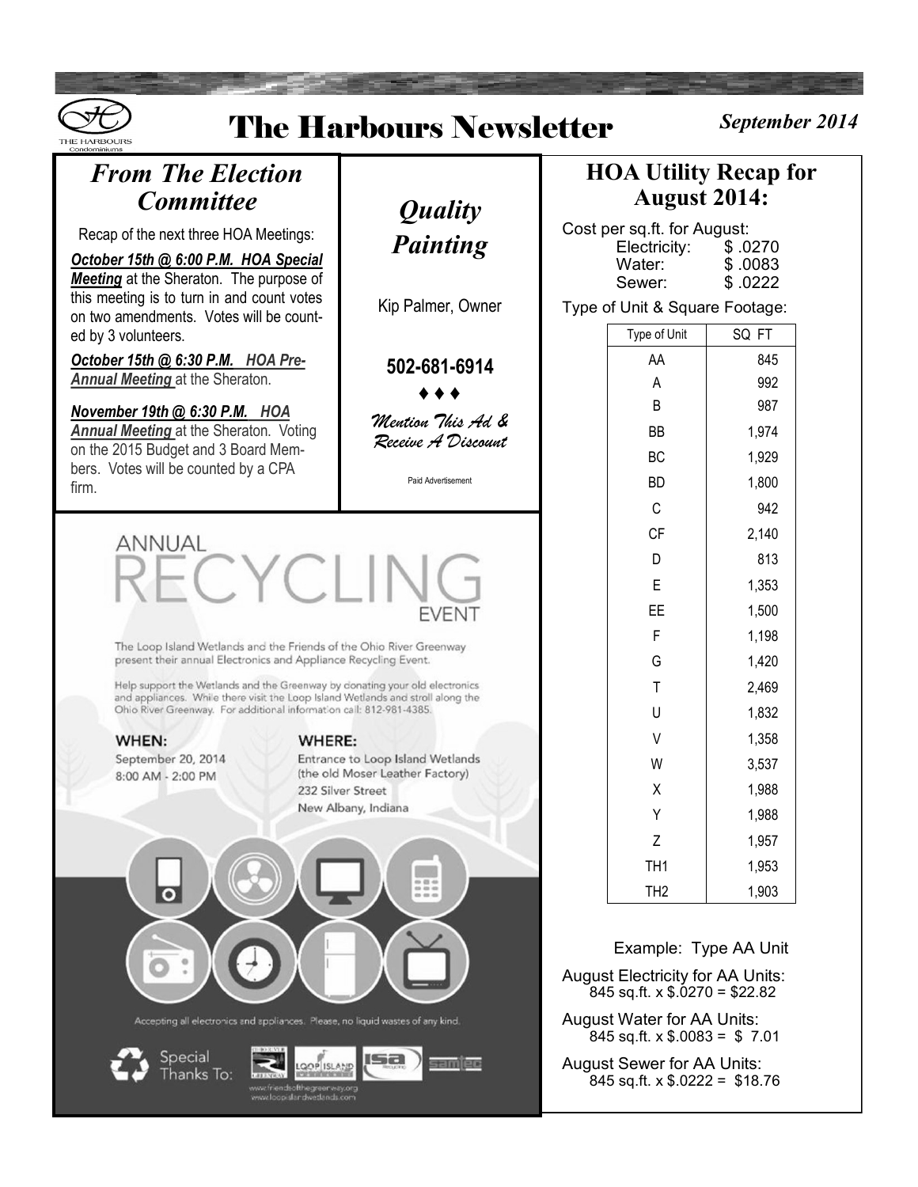# The Harbours Newsletter

*September 2014*

## *From The Election Committee*

Recap of the next three HOA Meetings:

***October 15th @ 6:00 P.M. HOA Special Meeting*** at the Sheraton. The purpose of this meeting is to turn in and count votes on two amendments. Votes will be counted by 3 volunteers.

***October 15th @ 6:30 P.M. HOA Pre-Annual Meeting*** at the Sheraton.

***November 19th @ 6:30 P.M. HOA Annual Meeting*** at the Sheraton. Voting on the 2015 Budget and 3 Board Members. Votes will be counted by a CPA firm.

## *Quality Painting*

Kip Palmer, Owner

**502-681-6914**

♦ ♦ ♦

*Mention This Ad & Receive A Discount*

Paid Advertisement

## ANNUAL RECYCLING EVENT

The Loop Island Wetlands and the Friends of the Ohio River Greenway present their annual Electronics and Appliance Recycling Event.

Help support the Wetlands and the Greenway by donating your old electronics and appliances. While there visit the Loop Island Wetlands and stroll along the Ohio River Greenway. For additional information call: 812-981-4385.

**WHEN:**
September 20, 2014
8:00 AM - 2:00 PM

**WHERE:**
Entrance to Loop Island Wetlands
(the old Moser Leather Factory)
232 Silver Street
New Albany, Indiana

Accepting all electronics and appliances. Please, no liquid wastes of any kind.

Special Thanks To:

www.friendsofthegreenway.org
www.loopislandwetlands.com

## HOA Utility Recap for August 2014:

Cost per sq.ft. for August:

| | |
|---|---|
| Electricity: | $ .0270 |
| Water: | $ .0083 |
| Sewer: | $ .0222 |

Type of Unit & Square Footage:

| Type of Unit | SQ FT |
|---|---|
| AA | 845 |
| A | 992 |
| B | 987 |
| BB | 1,974 |
| BC | 1,929 |
| BD | 1,800 |
| C | 942 |
| CF | 2,140 |
| D | 813 |
| E | 1,353 |
| EE | 1,500 |
| F | 1,198 |
| G | 1,420 |
| T | 2,469 |
| U | 1,832 |
| V | 1,358 |
| W | 3,537 |
| X | 1,988 |
| Y | 1,988 |
| Z | 1,957 |
| TH1 | 1,953 |
| TH2 | 1,903 |

Example: Type AA Unit

August Electricity for AA Units:
845 sq.ft. x $.0270 = $22.82

August Water for AA Units:
845 sq.ft. x $.0083 = $ 7.01

August Sewer for AA Units:
845 sq.ft. x $.0222 = $18.76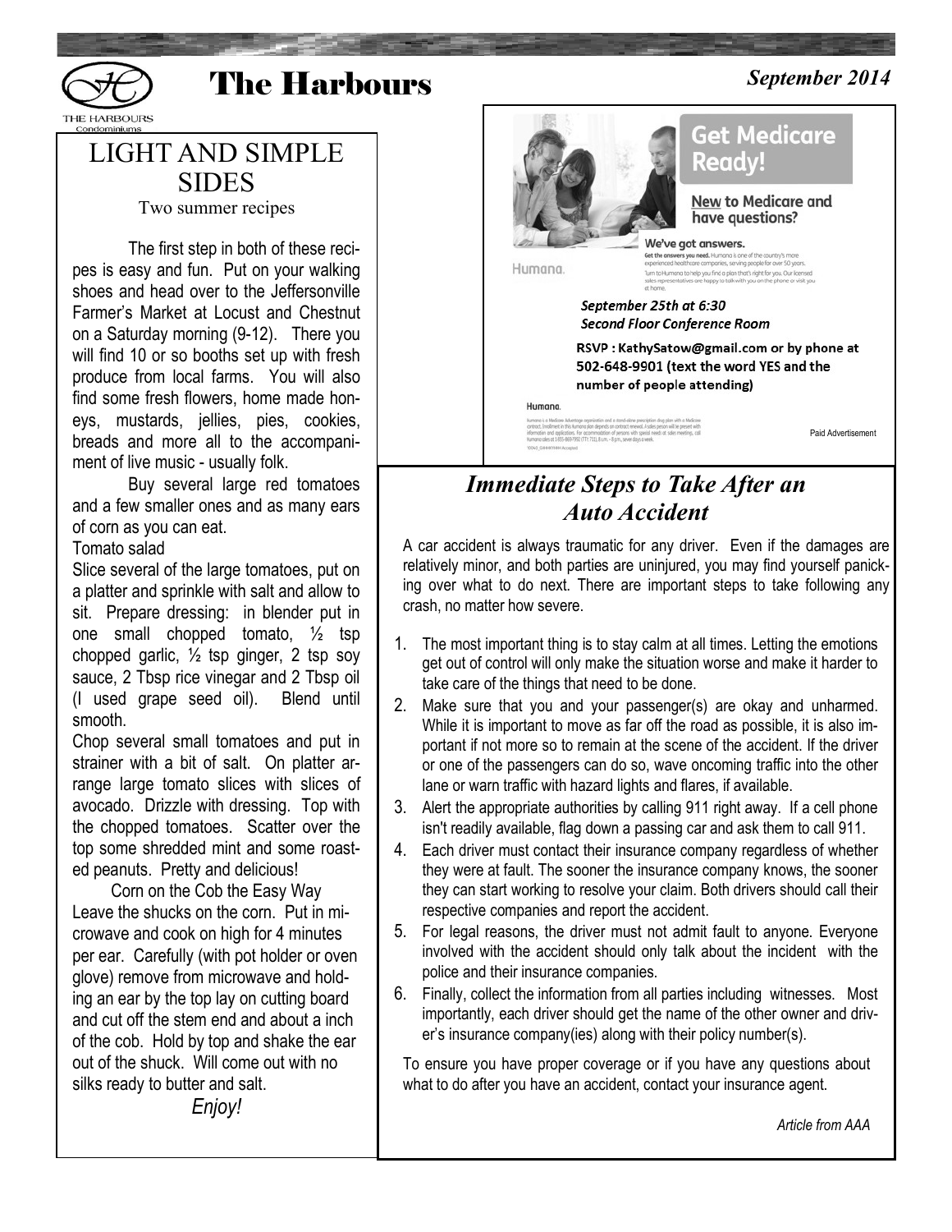# The Harbours

*September 2014*

## LIGHT AND SIMPLE SIDES

Two summer recipes

The first step in both of these recipes is easy and fun. Put on your walking shoes and head over to the Jeffersonville Farmer's Market at Locust and Chestnut on a Saturday morning (9-12). There you will find 10 or so booths set up with fresh produce from local farms. You will also find some fresh flowers, home made honeys, mustards, jellies, pies, cookies, breads and more all to the accompaniment of live music - usually folk.

Buy several large red tomatoes and a few smaller ones and as many ears of corn as you can eat.

Tomato salad

Slice several of the large tomatoes, put on a platter and sprinkle with salt and allow to sit. Prepare dressing: in blender put in one small chopped tomato, ½ tsp chopped garlic, ½ tsp ginger, 2 tsp soy sauce, 2 Tbsp rice vinegar and 2 Tbsp oil (I used grape seed oil). Blend until smooth.

Chop several small tomatoes and put in strainer with a bit of salt. On platter arrange large tomato slices with slices of avocado. Drizzle with dressing. Top with the chopped tomatoes. Scatter over the top some shredded mint and some roasted peanuts. Pretty and delicious!

Corn on the Cob the Easy Way

Leave the shucks on the corn. Put in microwave and cook on high for 4 minutes per ear. Carefully (with pot holder or oven glove) remove from microwave and holding an ear by the top lay on cutting board and cut off the stem end and about a inch of the cob. Hold by top and shake the ear out of the shuck. Will come out with no silks ready to butter and salt.

*Enjoy!*

**Get Medicare Ready!**

**New to Medicare and have questions?**

**We've got answers.**

Get the answers you need. Humana is one of the country's more experienced healthcare companies, serving people for over 50 years. Turn to Humana to help you find a plan that's right for you. Our licensed sales representatives are happy to talk with you on the phone or visit you at home.

Humana.

*September 25th at 6:30*
*Second Floor Conference Room*

RSVP : KathySatow@gmail.com or by phone at 502-648-9901 (text the word YES and the number of people attending)

Humana.

Paid Advertisement

## *Immediate Steps to Take After an Auto Accident*

A car accident is always traumatic for any driver. Even if the damages are relatively minor, and both parties are uninjured, you may find yourself panicking over what to do next. There are important steps to take following any crash, no matter how severe.

1. The most important thing is to stay calm at all times. Letting the emotions get out of control will only make the situation worse and make it harder to take care of the things that need to be done.
2. Make sure that you and your passenger(s) are okay and unharmed. While it is important to move as far off the road as possible, it is also important if not more so to remain at the scene of the accident. If the driver or one of the passengers can do so, wave oncoming traffic into the other lane or warn traffic with hazard lights and flares, if available.
3. Alert the appropriate authorities by calling 911 right away. If a cell phone isn't readily available, flag down a passing car and ask them to call 911.
4. Each driver must contact their insurance company regardless of whether they were at fault. The sooner the insurance company knows, the sooner they can start working to resolve your claim. Both drivers should call their respective companies and report the accident.
5. For legal reasons, the driver must not admit fault to anyone. Everyone involved with the accident should only talk about the incident with the police and their insurance companies.
6. Finally, collect the information from all parties including witnesses. Most importantly, each driver should get the name of the other owner and driver's insurance company(ies) along with their policy number(s).

To ensure you have proper coverage or if you have any questions about what to do after you have an accident, contact your insurance agent.

*Article from AAA*